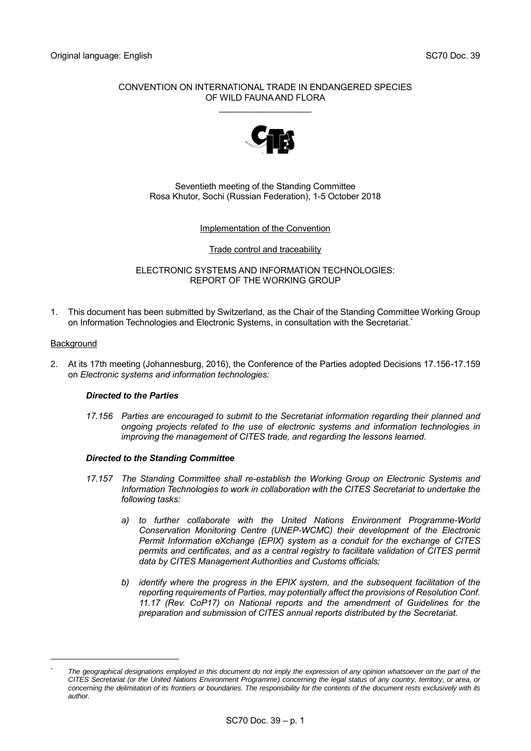Original language: English SC70 Doc. 39

CONVENTION ON INTERNATIONAL TRADE IN ENDANGERED SPECIES OF WILD FAUNA AND FLORA

\_\_\_\_\_\_\_\_\_\_\_\_\_\_\_\_\_\_\_\_

Seventieth meeting of the Standing Committee
Rosa Khutor, Sochi (Russian Federation), 1-5 October 2018

Implementation of the Convention

Trade control and traceability

ELECTRONIC SYSTEMS AND INFORMATION TECHNOLOGIES: REPORT OF THE WORKING GROUP

1. This document has been submitted by Switzerland, as the Chair of the Standing Committee Working Group on Information Technologies and Electronic Systems, in consultation with the Secretariat.*

Background

2. At its 17th meeting (Johannesburg, 2016), the Conference of the Parties adopted Decisions 17.156-17.159 on *Electronic systems and information technologies:*

   ***Directed to the Parties***

   *17.156 Parties are encouraged to submit to the Secretariat information regarding their planned and ongoing projects related to the use of electronic systems and information technologies in improving the management of CITES trade, and regarding the lessons learned.*

   ***Directed to the Standing Committee***

   *17.157 The Standing Committee shall re-establish the Working Group on Electronic Systems and Information Technologies to work in collaboration with the CITES Secretariat to undertake the following tasks:*

   *a) to further collaborate with the United Nations Environment Programme-World Conservation Monitoring Centre (UNEP-WCMC) their development of the Electronic Permit Information eXchange (EPIX) system as a conduit for the exchange of CITES permits and certificates, and as a central registry to facilitate validation of CITES permit data by CITES Management Authorities and Customs officials;*

   *b) identify where the progress in the EPIX system, and the subsequent facilitation of the reporting requirements of Parties, may potentially affect the provisions of Resolution Conf. 11.17 (Rev. CoP17) on National reports and the amendment of Guidelines for the preparation and submission of CITES annual reports distributed by the Secretariat.*

\* *The geographical designations employed in this document do not imply the expression of any opinion whatsoever on the part of the CITES Secretariat (or the United Nations Environment Programme) concerning the legal status of any country, territory, or area, or concerning the delimitation of its frontiers or boundaries. The responsibility for the contents of the document rests exclusively with its author.*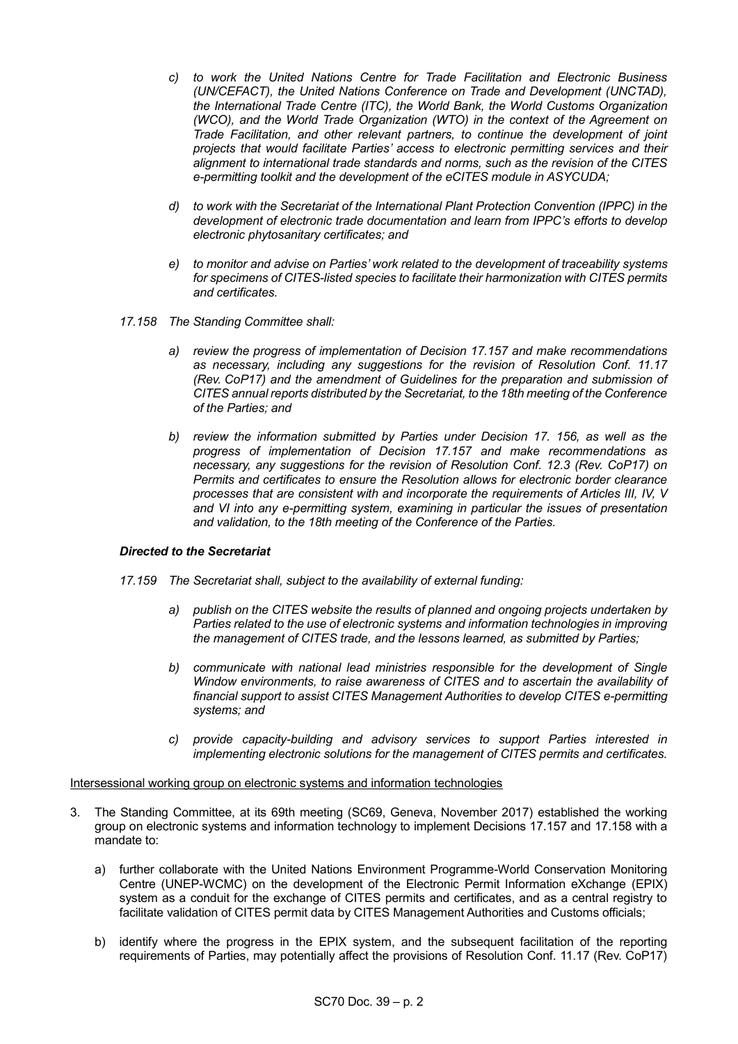*c) to work the United Nations Centre for Trade Facilitation and Electronic Business (UN/CEFACT), the United Nations Conference on Trade and Development (UNCTAD), the International Trade Centre (ITC), the World Bank, the World Customs Organization (WCO), and the World Trade Organization (WTO) in the context of the Agreement on Trade Facilitation, and other relevant partners, to continue the development of joint projects that would facilitate Parties' access to electronic permitting services and their alignment to international trade standards and norms, such as the revision of the CITES e-permitting toolkit and the development of the eCITES module in ASYCUDA;*

*d) to work with the Secretariat of the International Plant Protection Convention (IPPC) in the development of electronic trade documentation and learn from IPPC's efforts to develop electronic phytosanitary certificates; and*

*e) to monitor and advise on Parties' work related to the development of traceability systems for specimens of CITES-listed species to facilitate their harmonization with CITES permits and certificates.*

*17.158 The Standing Committee shall:*

*a) review the progress of implementation of Decision 17.157 and make recommendations as necessary, including any suggestions for the revision of Resolution Conf. 11.17 (Rev. CoP17) and the amendment of Guidelines for the preparation and submission of CITES annual reports distributed by the Secretariat, to the 18th meeting of the Conference of the Parties; and*

*b) review the information submitted by Parties under Decision 17. 156, as well as the progress of implementation of Decision 17.157 and make recommendations as necessary, any suggestions for the revision of Resolution Conf. 12.3 (Rev. CoP17) on Permits and certificates to ensure the Resolution allows for electronic border clearance processes that are consistent with and incorporate the requirements of Articles III, IV, V and VI into any e-permitting system, examining in particular the issues of presentation and validation, to the 18th meeting of the Conference of the Parties.*

***Directed to the Secretariat***

*17.159 The Secretariat shall, subject to the availability of external funding:*

*a) publish on the CITES website the results of planned and ongoing projects undertaken by Parties related to the use of electronic systems and information technologies in improving the management of CITES trade, and the lessons learned, as submitted by Parties;*

*b) communicate with national lead ministries responsible for the development of Single Window environments, to raise awareness of CITES and to ascertain the availability of financial support to assist CITES Management Authorities to develop CITES e-permitting systems; and*

*c) provide capacity-building and advisory services to support Parties interested in implementing electronic solutions for the management of CITES permits and certificates.*

Intersessional working group on electronic systems and information technologies

3. The Standing Committee, at its 69th meeting (SC69, Geneva, November 2017) established the working group on electronic systems and information technology to implement Decisions 17.157 and 17.158 with a mandate to:

   a) further collaborate with the United Nations Environment Programme-World Conservation Monitoring Centre (UNEP-WCMC) on the development of the Electronic Permit Information eXchange (EPIX) system as a conduit for the exchange of CITES permits and certificates, and as a central registry to facilitate validation of CITES permit data by CITES Management Authorities and Customs officials;

   b) identify where the progress in the EPIX system, and the subsequent facilitation of the reporting requirements of Parties, may potentially affect the provisions of Resolution Conf. 11.17 (Rev. CoP17)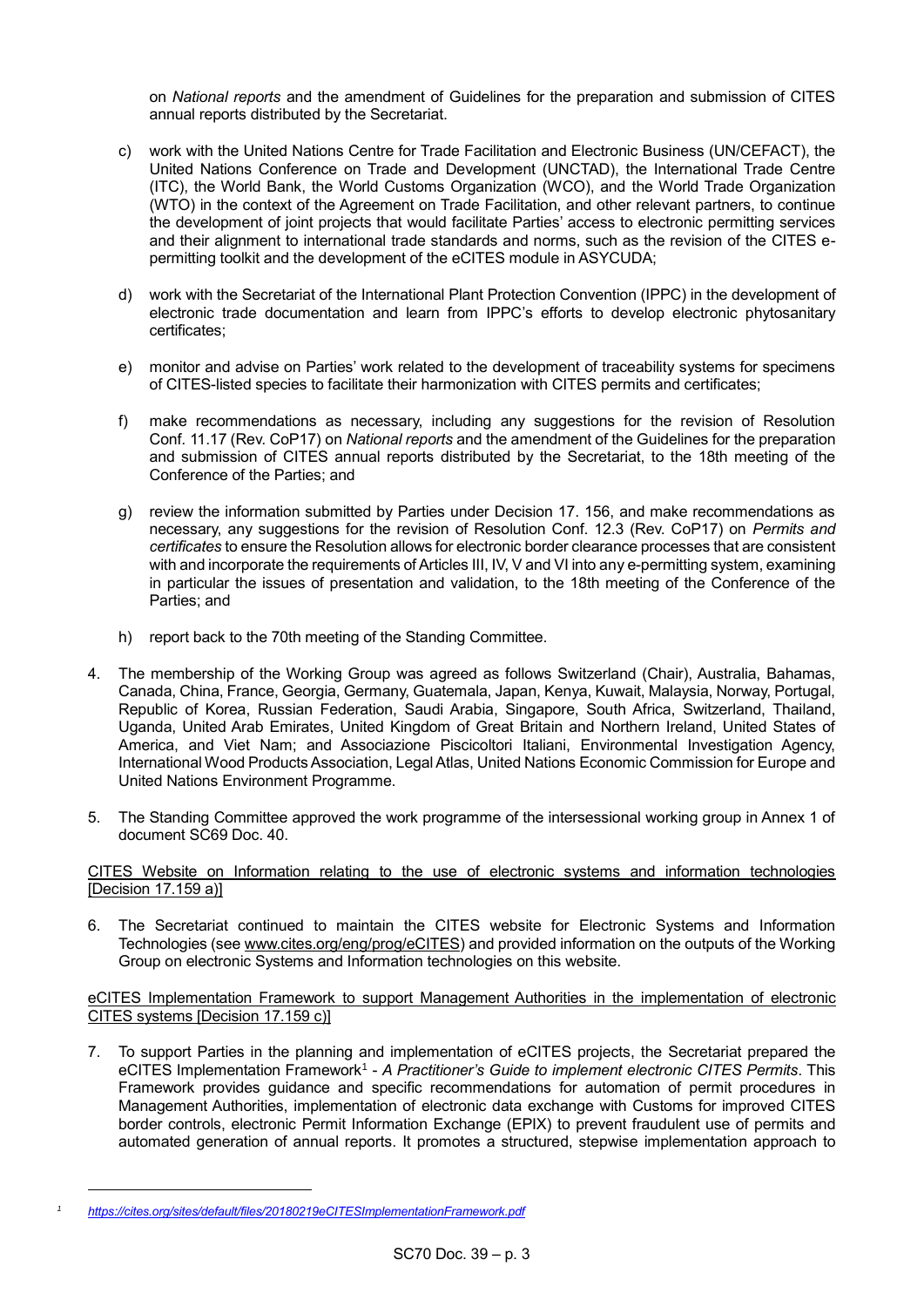on *National reports* and the amendment of Guidelines for the preparation and submission of CITES annual reports distributed by the Secretariat.

c) work with the United Nations Centre for Trade Facilitation and Electronic Business (UN/CEFACT), the United Nations Conference on Trade and Development (UNCTAD), the International Trade Centre (ITC), the World Bank, the World Customs Organization (WCO), and the World Trade Organization (WTO) in the context of the Agreement on Trade Facilitation, and other relevant partners, to continue the development of joint projects that would facilitate Parties' access to electronic permitting services and their alignment to international trade standards and norms, such as the revision of the CITES e-permitting toolkit and the development of the eCITES module in ASYCUDA;

d) work with the Secretariat of the International Plant Protection Convention (IPPC) in the development of electronic trade documentation and learn from IPPC's efforts to develop electronic phytosanitary certificates;

e) monitor and advise on Parties' work related to the development of traceability systems for specimens of CITES-listed species to facilitate their harmonization with CITES permits and certificates;

f) make recommendations as necessary, including any suggestions for the revision of Resolution Conf. 11.17 (Rev. CoP17) on *National reports* and the amendment of the Guidelines for the preparation and submission of CITES annual reports distributed by the Secretariat, to the 18th meeting of the Conference of the Parties; and

g) review the information submitted by Parties under Decision 17. 156, and make recommendations as necessary, any suggestions for the revision of Resolution Conf. 12.3 (Rev. CoP17) on *Permits and certificates* to ensure the Resolution allows for electronic border clearance processes that are consistent with and incorporate the requirements of Articles III, IV, V and VI into any e-permitting system, examining in particular the issues of presentation and validation, to the 18th meeting of the Conference of the Parties; and

h) report back to the 70th meeting of the Standing Committee.

4. The membership of the Working Group was agreed as follows Switzerland (Chair), Australia, Bahamas, Canada, China, France, Georgia, Germany, Guatemala, Japan, Kenya, Kuwait, Malaysia, Norway, Portugal, Republic of Korea, Russian Federation, Saudi Arabia, Singapore, South Africa, Switzerland, Thailand, Uganda, United Arab Emirates, United Kingdom of Great Britain and Northern Ireland, United States of America, and Viet Nam; and Associazione Piscicoltori Italiani, Environmental Investigation Agency, International Wood Products Association, Legal Atlas, United Nations Economic Commission for Europe and United Nations Environment Programme.

5. The Standing Committee approved the work programme of the intersessional working group in Annex 1 of document SC69 Doc. 40.

<u>CITES Website on Information relating to the use of electronic systems and information technologies [Decision 17.159 a)]</u>

6. The Secretariat continued to maintain the CITES website for Electronic Systems and Information Technologies (see www.cites.org/eng/prog/eCITES) and provided information on the outputs of the Working Group on electronic Systems and Information technologies on this website.

<u>eCITES Implementation Framework to support Management Authorities in the implementation of electronic CITES systems [Decision 17.159 c)]</u>

7. To support Parties in the planning and implementation of eCITES projects, the Secretariat prepared the eCITES Implementation Framework[1] - *A Practitioner's Guide to implement electronic CITES Permits*. This Framework provides guidance and specific recommendations for automation of permit procedures in Management Authorities, implementation of electronic data exchange with Customs for improved CITES border controls, electronic Permit Information Exchange (EPIX) to prevent fraudulent use of permits and automated generation of annual reports. It promotes a structured, stepwise implementation approach to

---

[1] https://cites.org/sites/default/files/20180219eCITESImplementationFramework.pdf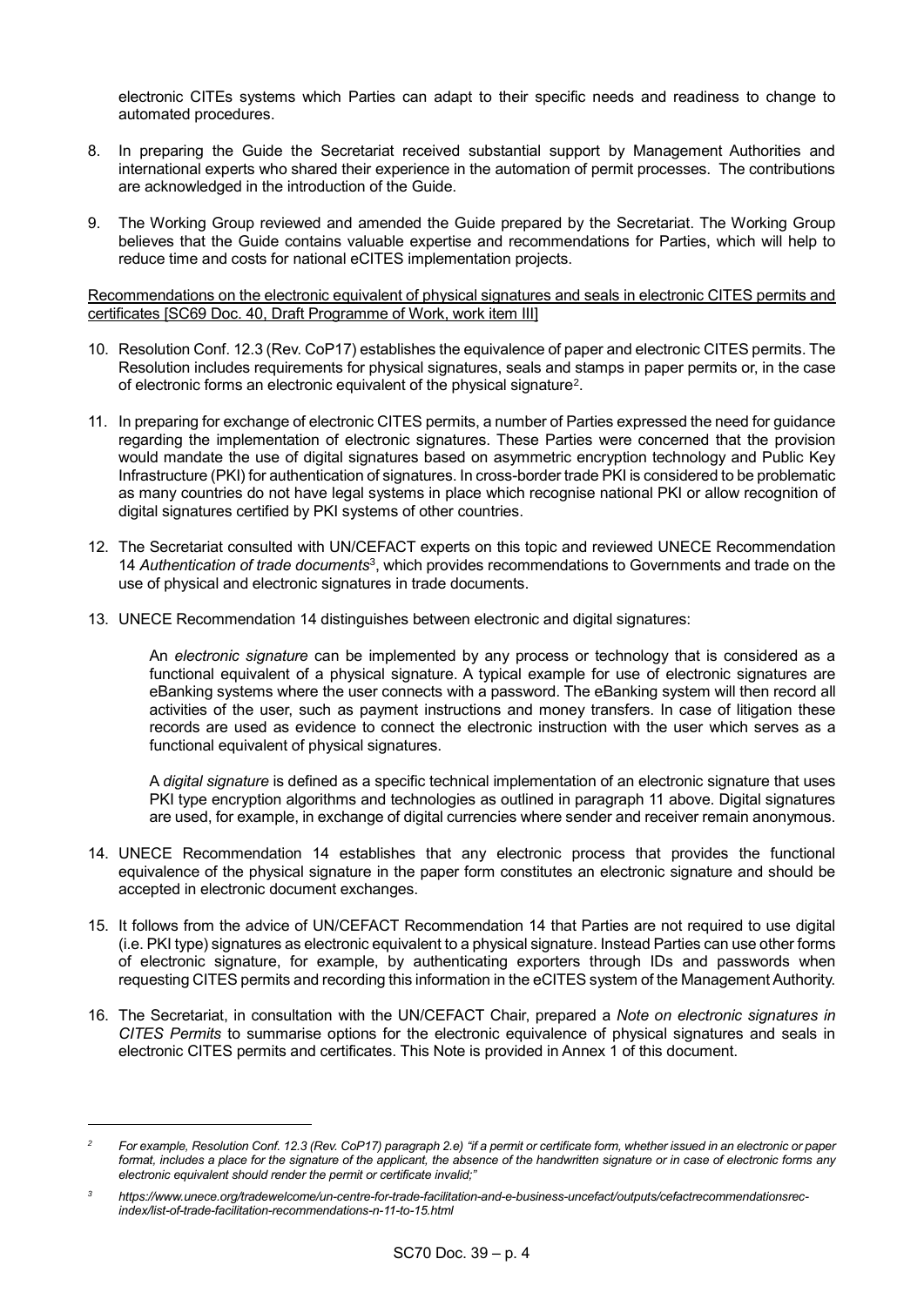electronic CITEs systems which Parties can adapt to their specific needs and readiness to change to automated procedures.

8. In preparing the Guide the Secretariat received substantial support by Management Authorities and international experts who shared their experience in the automation of permit processes. The contributions are acknowledged in the introduction of the Guide.

9. The Working Group reviewed and amended the Guide prepared by the Secretariat. The Working Group believes that the Guide contains valuable expertise and recommendations for Parties, which will help to reduce time and costs for national eCITES implementation projects.

Recommendations on the electronic equivalent of physical signatures and seals in electronic CITES permits and certificates [SC69 Doc. 40, Draft Programme of Work, work item III]

10. Resolution Conf. 12.3 (Rev. CoP17) establishes the equivalence of paper and electronic CITES permits. The Resolution includes requirements for physical signatures, seals and stamps in paper permits or, in the case of electronic forms an electronic equivalent of the physical signature[2].

11. In preparing for exchange of electronic CITES permits, a number of Parties expressed the need for guidance regarding the implementation of electronic signatures. These Parties were concerned that the provision would mandate the use of digital signatures based on asymmetric encryption technology and Public Key Infrastructure (PKI) for authentication of signatures. In cross-border trade PKI is considered to be problematic as many countries do not have legal systems in place which recognise national PKI or allow recognition of digital signatures certified by PKI systems of other countries.

12. The Secretariat consulted with UN/CEFACT experts on this topic and reviewed UNECE Recommendation 14 *Authentication of trade documents*[3], which provides recommendations to Governments and trade on the use of physical and electronic signatures in trade documents.

13. UNECE Recommendation 14 distinguishes between electronic and digital signatures:

    An *electronic signature* can be implemented by any process or technology that is considered as a functional equivalent of a physical signature. A typical example for use of electronic signatures are eBanking systems where the user connects with a password. The eBanking system will then record all activities of the user, such as payment instructions and money transfers. In case of litigation these records are used as evidence to connect the electronic instruction with the user which serves as a functional equivalent of physical signatures.

    A *digital signature* is defined as a specific technical implementation of an electronic signature that uses PKI type encryption algorithms and technologies as outlined in paragraph 11 above. Digital signatures are used, for example, in exchange of digital currencies where sender and receiver remain anonymous.

14. UNECE Recommendation 14 establishes that any electronic process that provides the functional equivalence of the physical signature in the paper form constitutes an electronic signature and should be accepted in electronic document exchanges.

15. It follows from the advice of UN/CEFACT Recommendation 14 that Parties are not required to use digital (i.e. PKI type) signatures as electronic equivalent to a physical signature. Instead Parties can use other forms of electronic signature, for example, by authenticating exporters through IDs and passwords when requesting CITES permits and recording this information in the eCITES system of the Management Authority.

16. The Secretariat, in consultation with the UN/CEFACT Chair, prepared a *Note on electronic signatures in CITES Permits* to summarise options for the electronic equivalence of physical signatures and seals in electronic CITES permits and certificates. This Note is provided in Annex 1 of this document.

---

[2] *For example, Resolution Conf. 12.3 (Rev. CoP17) paragraph 2.e) "if a permit or certificate form, whether issued in an electronic or paper format, includes a place for the signature of the applicant, the absence of the handwritten signature or in case of electronic forms any electronic equivalent should render the permit or certificate invalid;"*

[3] *https://www.unece.org/tradewelcome/un-centre-for-trade-facilitation-and-e-business-uncefact/outputs/cefactrecommendationsrec-index/list-of-trade-facilitation-recommendations-n-11-to-15.html*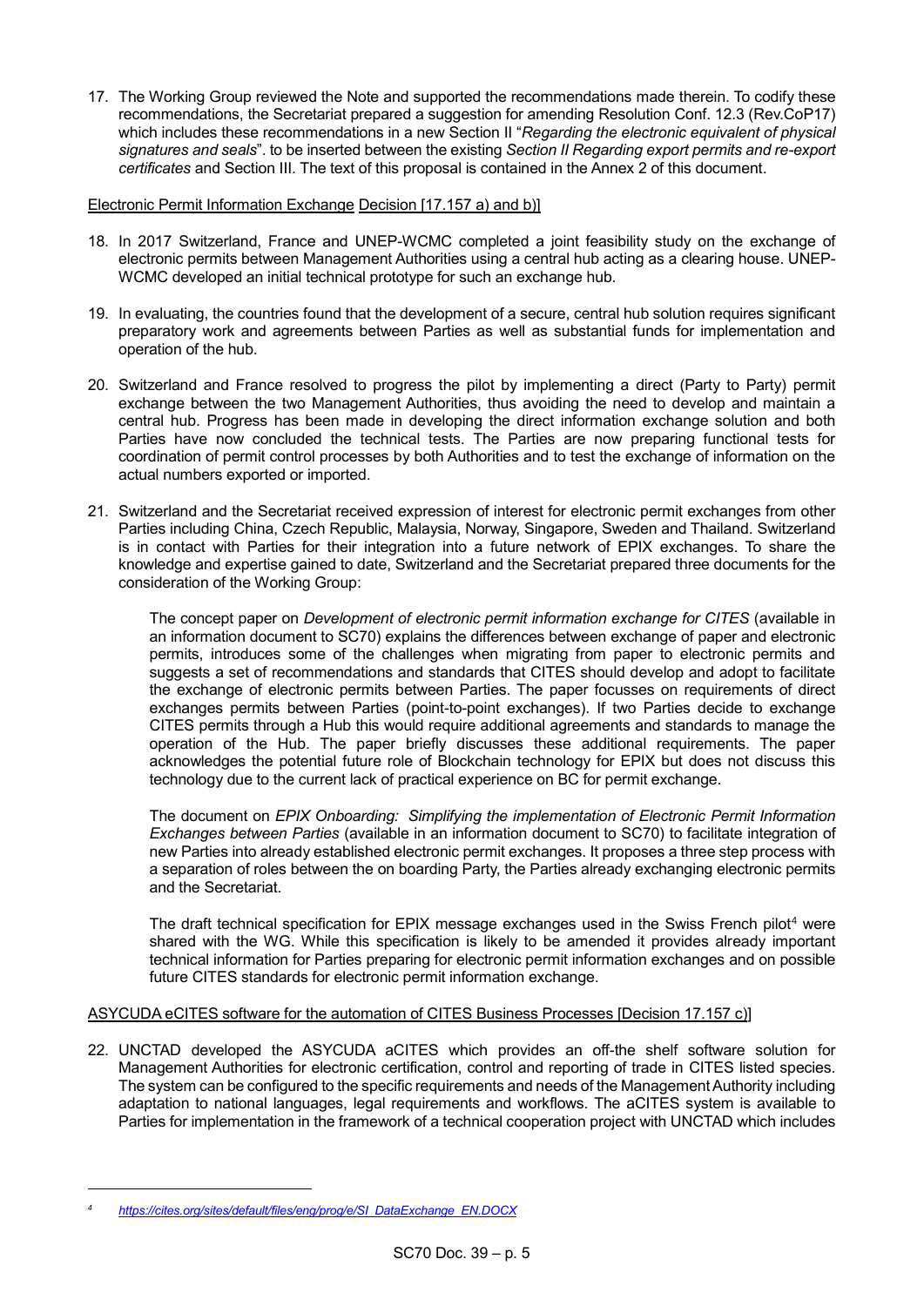17. The Working Group reviewed the Note and supported the recommendations made therein. To codify these recommendations, the Secretariat prepared a suggestion for amending Resolution Conf. 12.3 (Rev.CoP17) which includes these recommendations in a new Section II "*Regarding the electronic equivalent of physical signatures and seals*". to be inserted between the existing *Section II Regarding export permits and re-export certificates* and Section III. The text of this proposal is contained in the Annex 2 of this document.

Electronic Permit Information Exchange Decision [17.157 a) and b)]

18. In 2017 Switzerland, France and UNEP-WCMC completed a joint feasibility study on the exchange of electronic permits between Management Authorities using a central hub acting as a clearing house. UNEP-WCMC developed an initial technical prototype for such an exchange hub.

19. In evaluating, the countries found that the development of a secure, central hub solution requires significant preparatory work and agreements between Parties as well as substantial funds for implementation and operation of the hub.

20. Switzerland and France resolved to progress the pilot by implementing a direct (Party to Party) permit exchange between the two Management Authorities, thus avoiding the need to develop and maintain a central hub. Progress has been made in developing the direct information exchange solution and both Parties have now concluded the technical tests. The Parties are now preparing functional tests for coordination of permit control processes by both Authorities and to test the exchange of information on the actual numbers exported or imported.

21. Switzerland and the Secretariat received expression of interest for electronic permit exchanges from other Parties including China, Czech Republic, Malaysia, Norway, Singapore, Sweden and Thailand. Switzerland is in contact with Parties for their integration into a future network of EPIX exchanges. To share the knowledge and expertise gained to date, Switzerland and the Secretariat prepared three documents for the consideration of the Working Group:

    The concept paper on *Development of electronic permit information exchange for CITES* (available in an information document to SC70) explains the differences between exchange of paper and electronic permits, introduces some of the challenges when migrating from paper to electronic permits and suggests a set of recommendations and standards that CITES should develop and adopt to facilitate the exchange of electronic permits between Parties. The paper focusses on requirements of direct exchanges permits between Parties (point-to-point exchanges). If two Parties decide to exchange CITES permits through a Hub this would require additional agreements and standards to manage the operation of the Hub. The paper briefly discusses these additional requirements. The paper acknowledges the potential future role of Blockchain technology for EPIX but does not discuss this technology due to the current lack of practical experience on BC for permit exchange.

    The document on *EPIX Onboarding: Simplifying the implementation of Electronic Permit Information Exchanges between Parties* (available in an information document to SC70) to facilitate integration of new Parties into already established electronic permit exchanges. It proposes a three step process with a separation of roles between the on boarding Party, the Parties already exchanging electronic permits and the Secretariat.

    The draft technical specification for EPIX message exchanges used in the Swiss French pilot[4] were shared with the WG. While this specification is likely to be amended it provides already important technical information for Parties preparing for electronic permit information exchanges and on possible future CITES standards for electronic permit information exchange.

ASYCUDA eCITES software for the automation of CITES Business Processes [Decision 17.157 c)]

22. UNCTAD developed the ASYCUDA aCITES which provides an off-the shelf software solution for Management Authorities for electronic certification, control and reporting of trade in CITES listed species. The system can be configured to the specific requirements and needs of the Management Authority including adaptation to national languages, legal requirements and workflows. The aCITES system is available to Parties for implementation in the framework of a technical cooperation project with UNCTAD which includes

---

[4] *https://cites.org/sites/default/files/eng/prog/e/SI_DataExchange_EN.DOCX*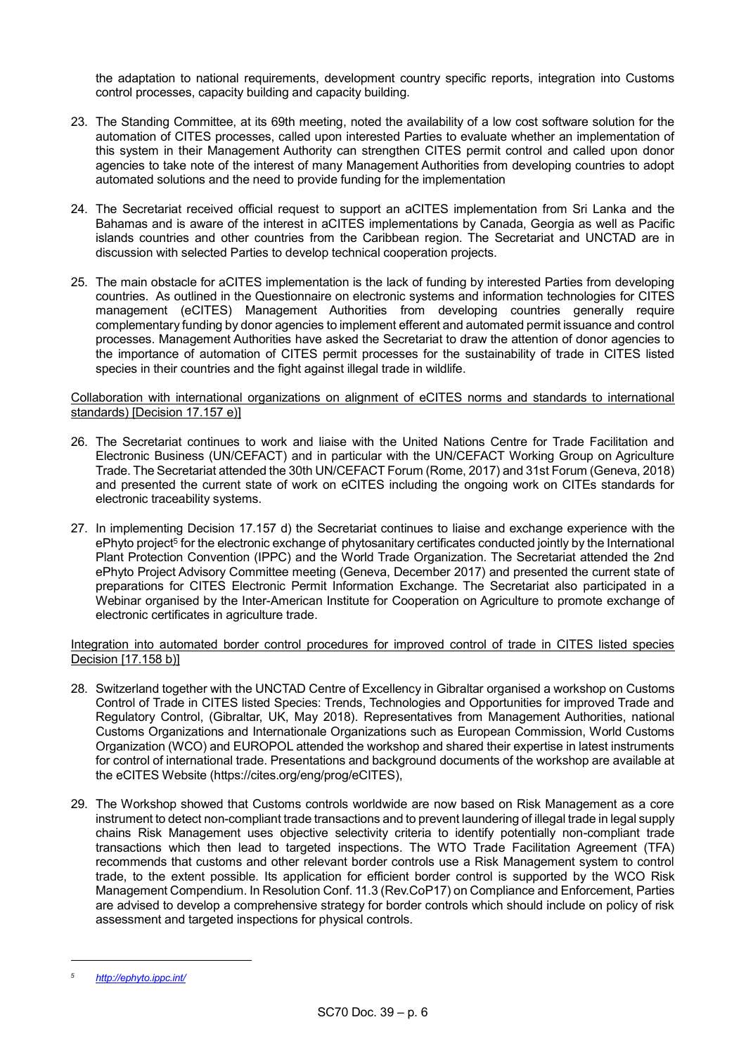the adaptation to national requirements, development country specific reports, integration into Customs control processes, capacity building and capacity building.

23. The Standing Committee, at its 69th meeting, noted the availability of a low cost software solution for the automation of CITES processes, called upon interested Parties to evaluate whether an implementation of this system in their Management Authority can strengthen CITES permit control and called upon donor agencies to take note of the interest of many Management Authorities from developing countries to adopt automated solutions and the need to provide funding for the implementation

24. The Secretariat received official request to support an aCITES implementation from Sri Lanka and the Bahamas and is aware of the interest in aCITES implementations by Canada, Georgia as well as Pacific islands countries and other countries from the Caribbean region. The Secretariat and UNCTAD are in discussion with selected Parties to develop technical cooperation projects.

25. The main obstacle for aCITES implementation is the lack of funding by interested Parties from developing countries. As outlined in the Questionnaire on electronic systems and information technologies for CITES management (eCITES) Management Authorities from developing countries generally require complementary funding by donor agencies to implement efferent and automated permit issuance and control processes. Management Authorities have asked the Secretariat to draw the attention of donor agencies to the importance of automation of CITES permit processes for the sustainability of trade in CITES listed species in their countries and the fight against illegal trade in wildlife.

<u>Collaboration with international organizations on alignment of eCITES norms and standards to international standards) [Decision 17.157 e)]</u>

26. The Secretariat continues to work and liaise with the United Nations Centre for Trade Facilitation and Electronic Business (UN/CEFACT) and in particular with the UN/CEFACT Working Group on Agriculture Trade. The Secretariat attended the 30th UN/CEFACT Forum (Rome, 2017) and 31st Forum (Geneva, 2018) and presented the current state of work on eCITES including the ongoing work on CITEs standards for electronic traceability systems.

27. In implementing Decision 17.157 d) the Secretariat continues to liaise and exchange experience with the ePhyto project[5] for the electronic exchange of phytosanitary certificates conducted jointly by the International Plant Protection Convention (IPPC) and the World Trade Organization. The Secretariat attended the 2nd ePhyto Project Advisory Committee meeting (Geneva, December 2017) and presented the current state of preparations for CITES Electronic Permit Information Exchange. The Secretariat also participated in a Webinar organised by the Inter-American Institute for Cooperation on Agriculture to promote exchange of electronic certificates in agriculture trade.

<u>Integration into automated border control procedures for improved control of trade in CITES listed species Decision [17.158 b)]</u>

28. Switzerland together with the UNCTAD Centre of Excellency in Gibraltar organised a workshop on Customs Control of Trade in CITES listed Species: Trends, Technologies and Opportunities for improved Trade and Regulatory Control, (Gibraltar, UK, May 2018). Representatives from Management Authorities, national Customs Organizations and Internationale Organizations such as European Commission, World Customs Organization (WCO) and EUROPOL attended the workshop and shared their expertise in latest instruments for control of international trade. Presentations and background documents of the workshop are available at the eCITES Website (https://cites.org/eng/prog/eCITES),

29. The Workshop showed that Customs controls worldwide are now based on Risk Management as a core instrument to detect non-compliant trade transactions and to prevent laundering of illegal trade in legal supply chains Risk Management uses objective selectivity criteria to identify potentially non-compliant trade transactions which then lead to targeted inspections. The WTO Trade Facilitation Agreement (TFA) recommends that customs and other relevant border controls use a Risk Management system to control trade, to the extent possible. Its application for efficient border control is supported by the WCO Risk Management Compendium. In Resolution Conf. 11.3 (Rev.CoP17) on Compliance and Enforcement, Parties are advised to develop a comprehensive strategy for border controls which should include on policy of risk assessment and targeted inspections for physical controls.

---

[5] http://ephyto.ippc.int/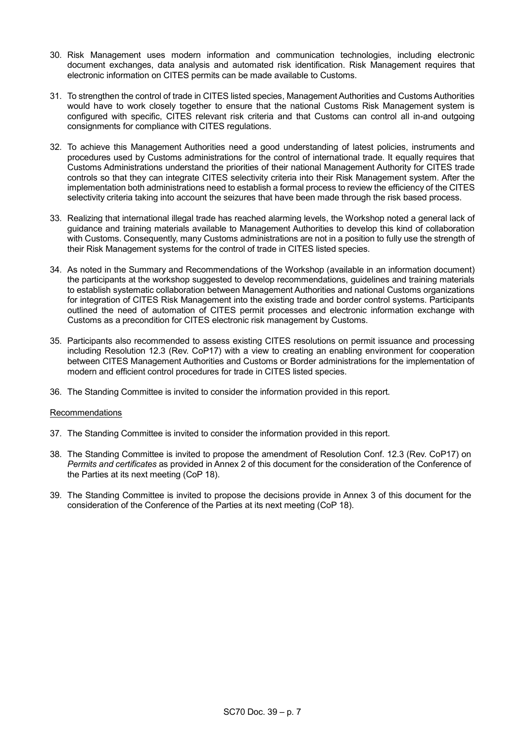30. Risk Management uses modern information and communication technologies, including electronic document exchanges, data analysis and automated risk identification. Risk Management requires that electronic information on CITES permits can be made available to Customs.

31. To strengthen the control of trade in CITES listed species, Management Authorities and Customs Authorities would have to work closely together to ensure that the national Customs Risk Management system is configured with specific, CITES relevant risk criteria and that Customs can control all in-and outgoing consignments for compliance with CITES regulations.

32. To achieve this Management Authorities need a good understanding of latest policies, instruments and procedures used by Customs administrations for the control of international trade. It equally requires that Customs Administrations understand the priorities of their national Management Authority for CITES trade controls so that they can integrate CITES selectivity criteria into their Risk Management system. After the implementation both administrations need to establish a formal process to review the efficiency of the CITES selectivity criteria taking into account the seizures that have been made through the risk based process.

33. Realizing that international illegal trade has reached alarming levels, the Workshop noted a general lack of guidance and training materials available to Management Authorities to develop this kind of collaboration with Customs. Consequently, many Customs administrations are not in a position to fully use the strength of their Risk Management systems for the control of trade in CITES listed species.

34. As noted in the Summary and Recommendations of the Workshop (available in an information document) the participants at the workshop suggested to develop recommendations, guidelines and training materials to establish systematic collaboration between Management Authorities and national Customs organizations for integration of CITES Risk Management into the existing trade and border control systems. Participants outlined the need of automation of CITES permit processes and electronic information exchange with Customs as a precondition for CITES electronic risk management by Customs.

35. Participants also recommended to assess existing CITES resolutions on permit issuance and processing including Resolution 12.3 (Rev. CoP17) with a view to creating an enabling environment for cooperation between CITES Management Authorities and Customs or Border administrations for the implementation of modern and efficient control procedures for trade in CITES listed species.

36. The Standing Committee is invited to consider the information provided in this report.

Recommendations

37. The Standing Committee is invited to consider the information provided in this report.

38. The Standing Committee is invited to propose the amendment of Resolution Conf. 12.3 (Rev. CoP17) on *Permits and certificates* as provided in Annex 2 of this document for the consideration of the Conference of the Parties at its next meeting (CoP 18).

39. The Standing Committee is invited to propose the decisions provide in Annex 3 of this document for the consideration of the Conference of the Parties at its next meeting (CoP 18).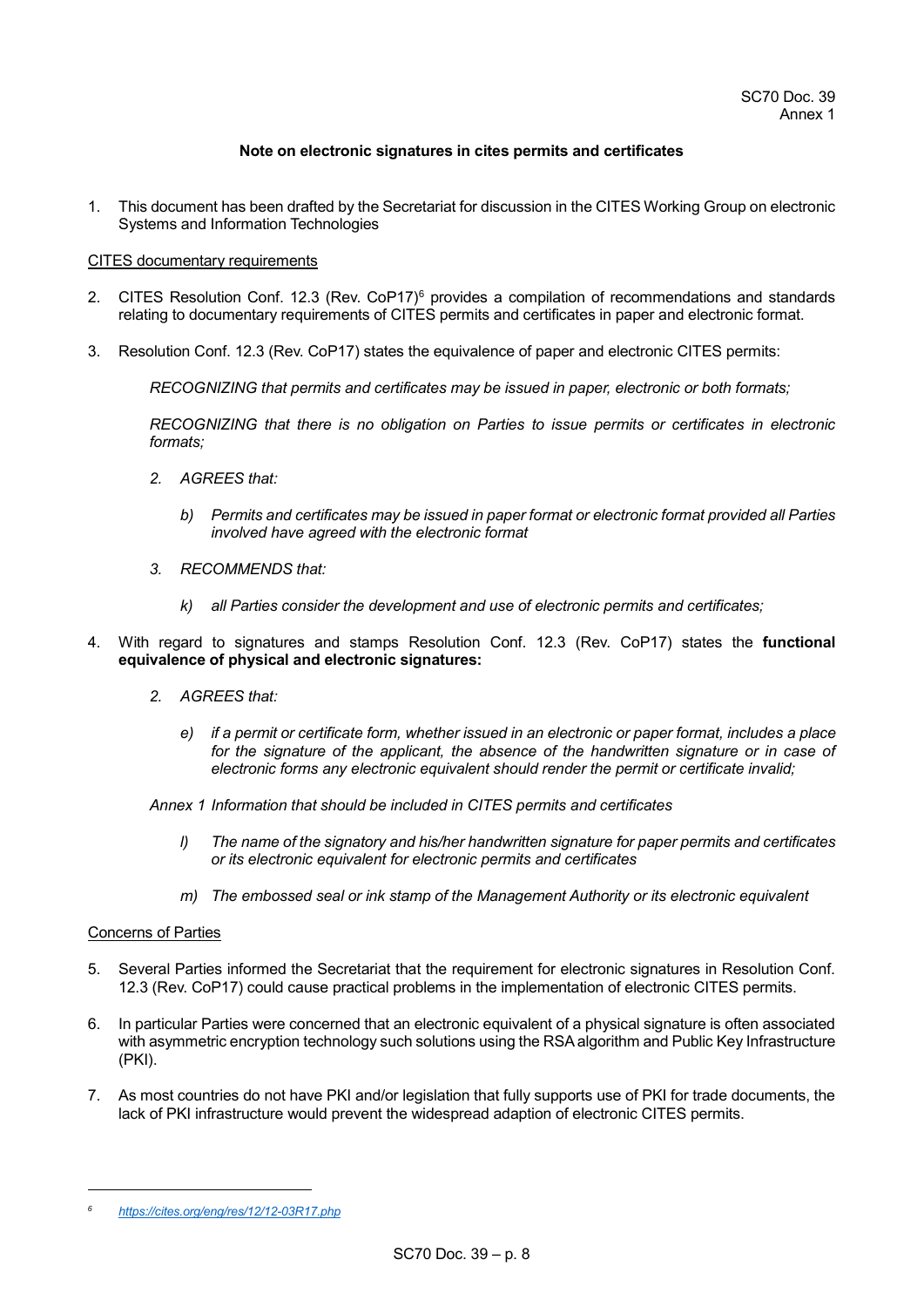## Note on electronic signatures in cites permits and certificates

1. This document has been drafted by the Secretariat for discussion in the CITES Working Group on electronic Systems and Information Technologies

### CITES documentary requirements

2. CITES Resolution Conf. 12.3 (Rev. CoP17)[6] provides a compilation of recommendations and standards relating to documentary requirements of CITES permits and certificates in paper and electronic format.

3. Resolution Conf. 12.3 (Rev. CoP17) states the equivalence of paper and electronic CITES permits:

   *RECOGNIZING that permits and certificates may be issued in paper, electronic or both formats;*

   *RECOGNIZING that there is no obligation on Parties to issue permits or certificates in electronic formats;*

   *2. AGREES that:*

   *b) Permits and certificates may be issued in paper format or electronic format provided all Parties involved have agreed with the electronic format*

   *3. RECOMMENDS that:*

   *k) all Parties consider the development and use of electronic permits and certificates;*

4. With regard to signatures and stamps Resolution Conf. 12.3 (Rev. CoP17) states the **functional equivalence of physical and electronic signatures:**

   *2. AGREES that:*

   *e) if a permit or certificate form, whether issued in an electronic or paper format, includes a place for the signature of the applicant, the absence of the handwritten signature or in case of electronic forms any electronic equivalent should render the permit or certificate invalid;*

   *Annex 1 Information that should be included in CITES permits and certificates*

   *l) The name of the signatory and his/her handwritten signature for paper permits and certificates or its electronic equivalent for electronic permits and certificates*

   *m) The embossed seal or ink stamp of the Management Authority or its electronic equivalent*

### Concerns of Parties

5. Several Parties informed the Secretariat that the requirement for electronic signatures in Resolution Conf. 12.3 (Rev. CoP17) could cause practical problems in the implementation of electronic CITES permits.

6. In particular Parties were concerned that an electronic equivalent of a physical signature is often associated with asymmetric encryption technology such solutions using the RSA algorithm and Public Key Infrastructure (PKI).

7. As most countries do not have PKI and/or legislation that fully supports use of PKI for trade documents, the lack of PKI infrastructure would prevent the widespread adaption of electronic CITES permits.

---

[6] *https://cites.org/eng/res/12/12-03R17.php*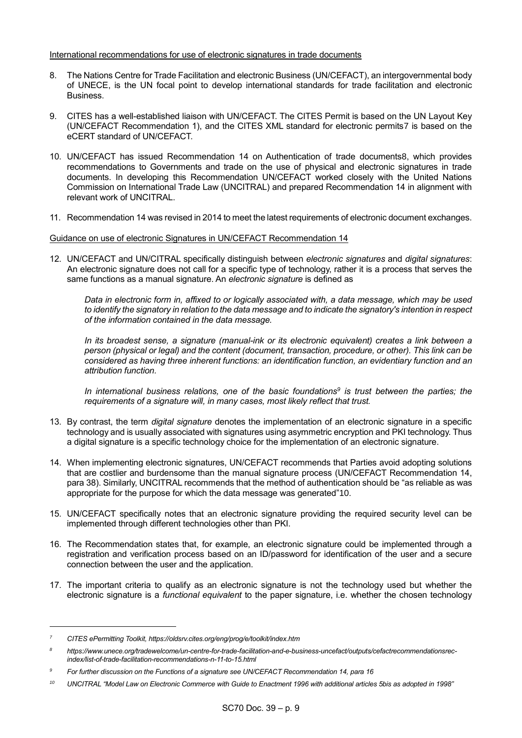International recommendations for use of electronic signatures in trade documents

8. The Nations Centre for Trade Facilitation and electronic Business (UN/CEFACT), an intergovernmental body of UNECE, is the UN focal point to develop international standards for trade facilitation and electronic Business.

9. CITES has a well-established liaison with UN/CEFACT. The CITES Permit is based on the UN Layout Key (UN/CEFACT Recommendation 1), and the CITES XML standard for electronic permits[7] is based on the eCERT standard of UN/CEFACT.

10. UN/CEFACT has issued Recommendation 14 on Authentication of trade documents[8], which provides recommendations to Governments and trade on the use of physical and electronic signatures in trade documents. In developing this Recommendation UN/CEFACT worked closely with the United Nations Commission on International Trade Law (UNCITRAL) and prepared Recommendation 14 in alignment with relevant work of UNCITRAL.

11. Recommendation 14 was revised in 2014 to meet the latest requirements of electronic document exchanges.

Guidance on use of electronic Signatures in UN/CEFACT Recommendation 14

12. UN/CEFACT and UN/CITRAL specifically distinguish between *electronic signatures* and *digital signatures*: An electronic signature does not call for a specific type of technology, rather it is a process that serves the same functions as a manual signature. An *electronic signature* is defined as

    *Data in electronic form in, affixed to or logically associated with, a data message, which may be used to identify the signatory in relation to the data message and to indicate the signatory's intention in respect of the information contained in the data message.*

    *In its broadest sense, a signature (manual-ink or its electronic equivalent) creates a link between a person (physical or legal) and the content (document, transaction, procedure, or other). This link can be considered as having three inherent functions: an identification function, an evidentiary function and an attribution function.*

    *In international business relations, one of the basic foundations[9] is trust between the parties; the requirements of a signature will, in many cases, most likely reflect that trust.*

13. By contrast, the term *digital signature* denotes the implementation of an electronic signature in a specific technology and is usually associated with signatures using asymmetric encryption and PKI technology. Thus a digital signature is a specific technology choice for the implementation of an electronic signature.

14. When implementing electronic signatures, UN/CEFACT recommends that Parties avoid adopting solutions that are costlier and burdensome than the manual signature process (UN/CEFACT Recommendation 14, para 38). Similarly, UNCITRAL recommends that the method of authentication should be "as reliable as was appropriate for the purpose for which the data message was generated"[10].

15. UN/CEFACT specifically notes that an electronic signature providing the required security level can be implemented through different technologies other than PKI.

16. The Recommendation states that, for example, an electronic signature could be implemented through a registration and verification process based on an ID/password for identification of the user and a secure connection between the user and the application.

17. The important criteria to qualify as an electronic signature is not the technology used but whether the electronic signature is a *functional equivalent* to the paper signature, i.e. whether the chosen technology

---

[7] *CITES ePermitting Toolkit, https://oldsrv.cites.org/eng/prog/e/toolkit/index.htm*

[8] *https://www.unece.org/tradewelcome/un-centre-for-trade-facilitation-and-e-business-uncefact/outputs/cefactrecommendationsrec-index/list-of-trade-facilitation-recommendations-n-11-to-15.html*

[9] *For further discussion on the Functions of a signature see UN/CEFACT Recommendation 14, para 16*

[10] *UNCITRAL "Model Law on Electronic Commerce with Guide to Enactment 1996 with additional articles 5bis as adopted in 1998"*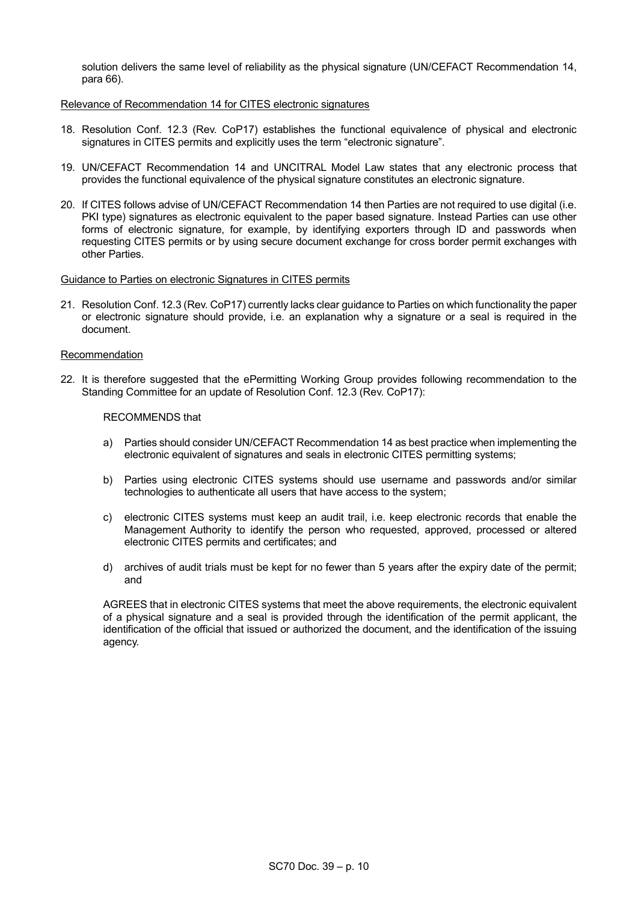solution delivers the same level of reliability as the physical signature (UN/CEFACT Recommendation 14, para 66).

Relevance of Recommendation 14 for CITES electronic signatures

18. Resolution Conf. 12.3 (Rev. CoP17) establishes the functional equivalence of physical and electronic signatures in CITES permits and explicitly uses the term "electronic signature".

19. UN/CEFACT Recommendation 14 and UNCITRAL Model Law states that any electronic process that provides the functional equivalence of the physical signature constitutes an electronic signature.

20. If CITES follows advise of UN/CEFACT Recommendation 14 then Parties are not required to use digital (i.e. PKI type) signatures as electronic equivalent to the paper based signature. Instead Parties can use other forms of electronic signature, for example, by identifying exporters through ID and passwords when requesting CITES permits or by using secure document exchange for cross border permit exchanges with other Parties.

Guidance to Parties on electronic Signatures in CITES permits

21. Resolution Conf. 12.3 (Rev. CoP17) currently lacks clear guidance to Parties on which functionality the paper or electronic signature should provide, i.e. an explanation why a signature or a seal is required in the document.

Recommendation

22. It is therefore suggested that the ePermitting Working Group provides following recommendation to the Standing Committee for an update of Resolution Conf. 12.3 (Rev. CoP17):

    RECOMMENDS that

    a) Parties should consider UN/CEFACT Recommendation 14 as best practice when implementing the electronic equivalent of signatures and seals in electronic CITES permitting systems;

    b) Parties using electronic CITES systems should use username and passwords and/or similar technologies to authenticate all users that have access to the system;

    c) electronic CITES systems must keep an audit trail, i.e. keep electronic records that enable the Management Authority to identify the person who requested, approved, processed or altered electronic CITES permits and certificates; and

    d) archives of audit trials must be kept for no fewer than 5 years after the expiry date of the permit; and

    AGREES that in electronic CITES systems that meet the above requirements, the electronic equivalent of a physical signature and a seal is provided through the identification of the permit applicant, the identification of the official that issued or authorized the document, and the identification of the issuing agency.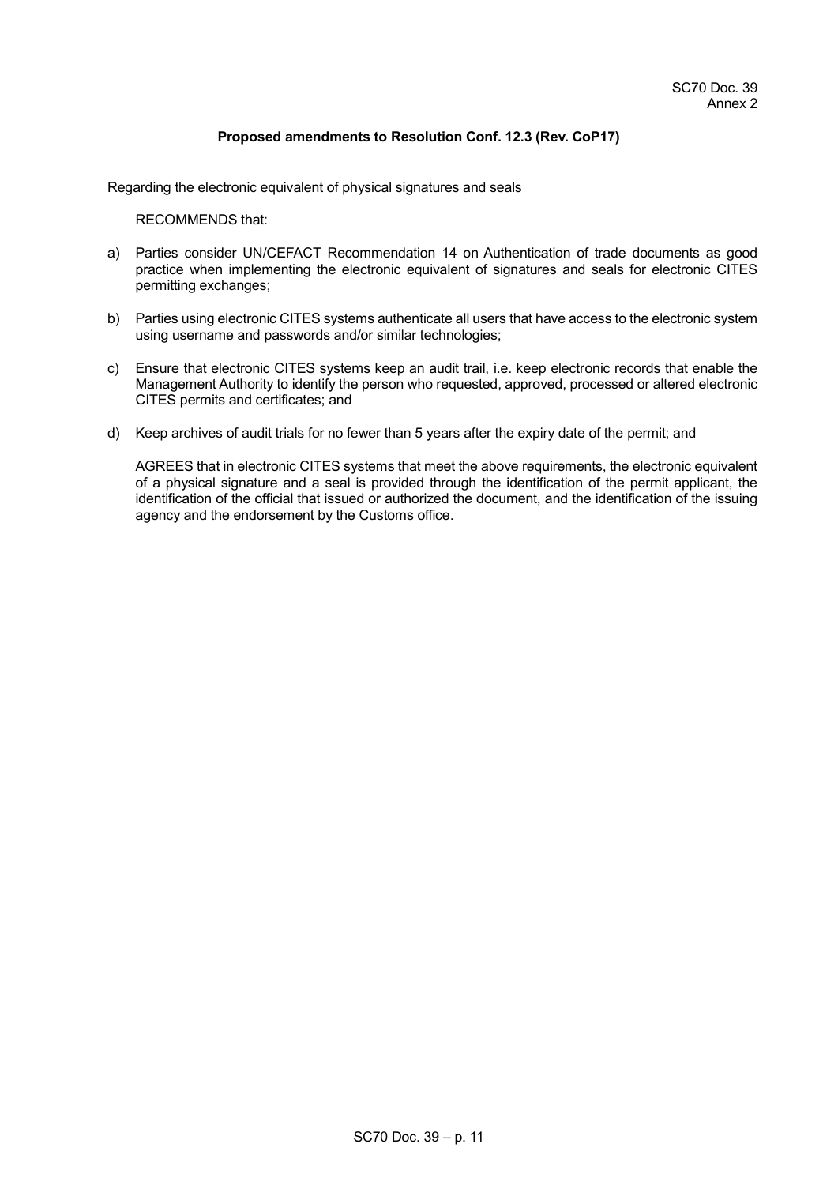**Proposed amendments to Resolution Conf. 12.3 (Rev. CoP17)**

Regarding the electronic equivalent of physical signatures and seals

RECOMMENDS that:

a) Parties consider UN/CEFACT Recommendation 14 on Authentication of trade documents as good practice when implementing the electronic equivalent of signatures and seals for electronic CITES permitting exchanges;

b) Parties using electronic CITES systems authenticate all users that have access to the electronic system using username and passwords and/or similar technologies;

c) Ensure that electronic CITES systems keep an audit trail, i.e. keep electronic records that enable the Management Authority to identify the person who requested, approved, processed or altered electronic CITES permits and certificates; and

d) Keep archives of audit trials for no fewer than 5 years after the expiry date of the permit; and

AGREES that in electronic CITES systems that meet the above requirements, the electronic equivalent of a physical signature and a seal is provided through the identification of the permit applicant, the identification of the official that issued or authorized the document, and the identification of the issuing agency and the endorsement by the Customs office.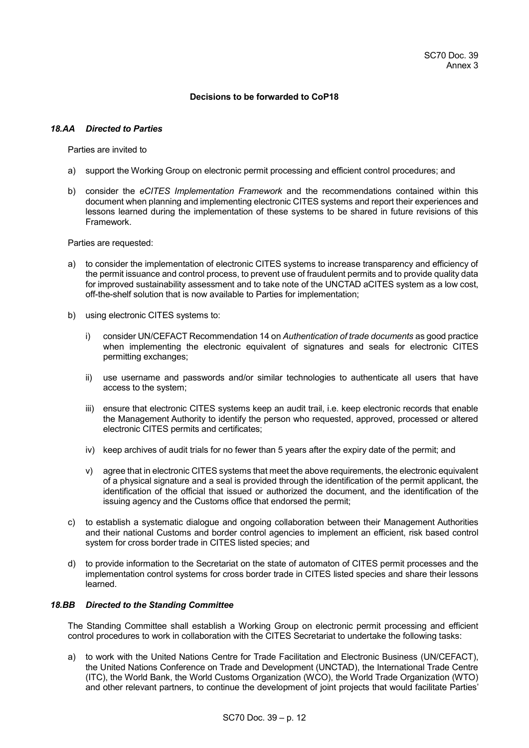SC70 Doc. 39
Annex 3

**Decisions to be forwarded to CoP18**

### *18.AA Directed to Parties*

Parties are invited to

a) support the Working Group on electronic permit processing and efficient control procedures; and

b) consider the *eCITES Implementation Framework* and the recommendations contained within this document when planning and implementing electronic CITES systems and report their experiences and lessons learned during the implementation of these systems to be shared in future revisions of this Framework.

Parties are requested:

a) to consider the implementation of electronic CITES systems to increase transparency and efficiency of the permit issuance and control process, to prevent use of fraudulent permits and to provide quality data for improved sustainability assessment and to take note of the UNCTAD aCITES system as a low cost, off-the-shelf solution that is now available to Parties for implementation;

b) using electronic CITES systems to:

   i) consider UN/CEFACT Recommendation 14 on *Authentication of trade documents* as good practice when implementing the electronic equivalent of signatures and seals for electronic CITES permitting exchanges;

   ii) use username and passwords and/or similar technologies to authenticate all users that have access to the system;

   iii) ensure that electronic CITES systems keep an audit trail, i.e. keep electronic records that enable the Management Authority to identify the person who requested, approved, processed or altered electronic CITES permits and certificates;

   iv) keep archives of audit trials for no fewer than 5 years after the expiry date of the permit; and

   v) agree that in electronic CITES systems that meet the above requirements, the electronic equivalent of a physical signature and a seal is provided through the identification of the permit applicant, the identification of the official that issued or authorized the document, and the identification of the issuing agency and the Customs office that endorsed the permit;

c) to establish a systematic dialogue and ongoing collaboration between their Management Authorities and their national Customs and border control agencies to implement an efficient, risk based control system for cross border trade in CITES listed species; and

d) to provide information to the Secretariat on the state of automaton of CITES permit processes and the implementation control systems for cross border trade in CITES listed species and share their lessons learned.

### *18.BB Directed to the Standing Committee*

The Standing Committee shall establish a Working Group on electronic permit processing and efficient control procedures to work in collaboration with the CITES Secretariat to undertake the following tasks:

a) to work with the United Nations Centre for Trade Facilitation and Electronic Business (UN/CEFACT), the United Nations Conference on Trade and Development (UNCTAD), the International Trade Centre (ITC), the World Bank, the World Customs Organization (WCO), the World Trade Organization (WTO) and other relevant partners, to continue the development of joint projects that would facilitate Parties'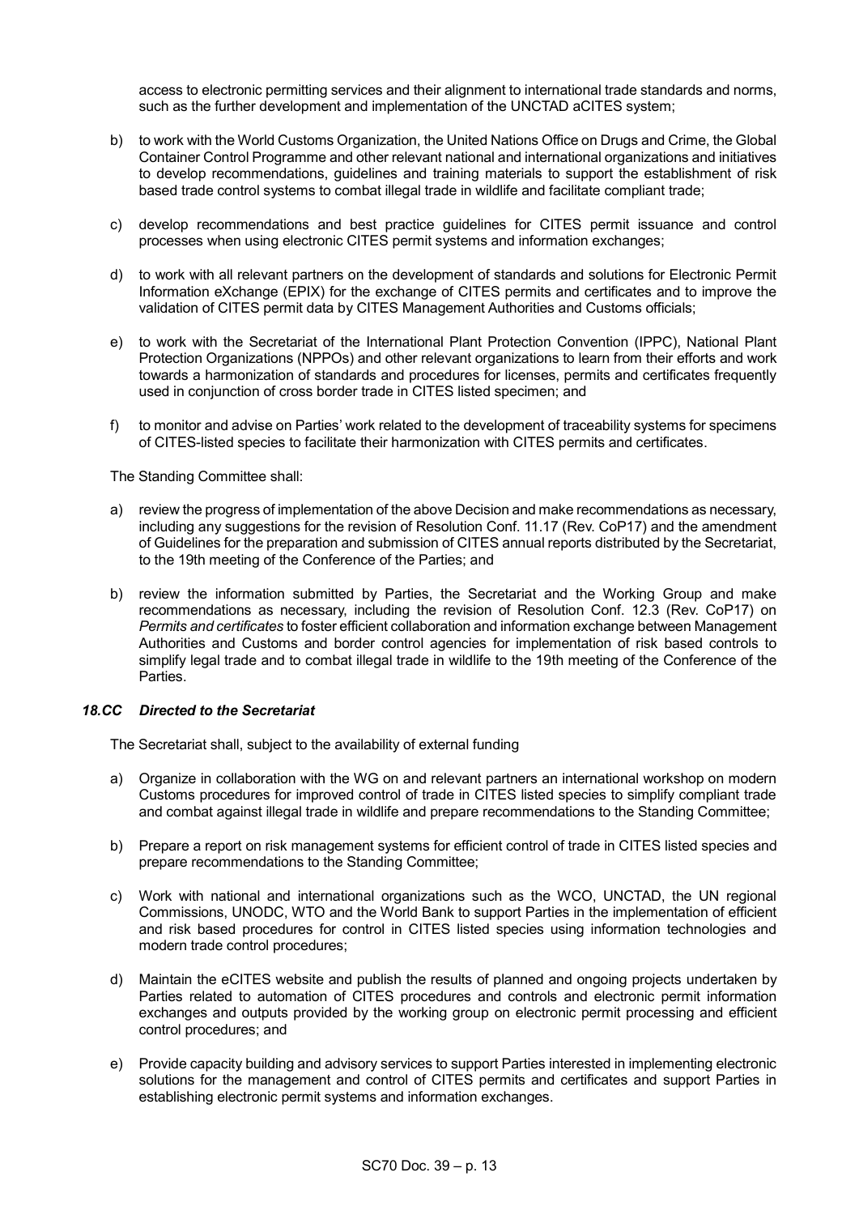access to electronic permitting services and their alignment to international trade standards and norms, such as the further development and implementation of the UNCTAD aCITES system;

b) to work with the World Customs Organization, the United Nations Office on Drugs and Crime, the Global Container Control Programme and other relevant national and international organizations and initiatives to develop recommendations, guidelines and training materials to support the establishment of risk based trade control systems to combat illegal trade in wildlife and facilitate compliant trade;

c) develop recommendations and best practice guidelines for CITES permit issuance and control processes when using electronic CITES permit systems and information exchanges;

d) to work with all relevant partners on the development of standards and solutions for Electronic Permit Information eXchange (EPIX) for the exchange of CITES permits and certificates and to improve the validation of CITES permit data by CITES Management Authorities and Customs officials;

e) to work with the Secretariat of the International Plant Protection Convention (IPPC), National Plant Protection Organizations (NPPOs) and other relevant organizations to learn from their efforts and work towards a harmonization of standards and procedures for licenses, permits and certificates frequently used in conjunction of cross border trade in CITES listed specimen; and

f) to monitor and advise on Parties' work related to the development of traceability systems for specimens of CITES-listed species to facilitate their harmonization with CITES permits and certificates.

The Standing Committee shall:

a) review the progress of implementation of the above Decision and make recommendations as necessary, including any suggestions for the revision of Resolution Conf. 11.17 (Rev. CoP17) and the amendment of Guidelines for the preparation and submission of CITES annual reports distributed by the Secretariat, to the 19th meeting of the Conference of the Parties; and

b) review the information submitted by Parties, the Secretariat and the Working Group and make recommendations as necessary, including the revision of Resolution Conf. 12.3 (Rev. CoP17) on *Permits and certificates* to foster efficient collaboration and information exchange between Management Authorities and Customs and border control agencies for implementation of risk based controls to simplify legal trade and to combat illegal trade in wildlife to the 19th meeting of the Conference of the Parties.

### *18.CC Directed to the Secretariat*

The Secretariat shall, subject to the availability of external funding

a) Organize in collaboration with the WG on and relevant partners an international workshop on modern Customs procedures for improved control of trade in CITES listed species to simplify compliant trade and combat against illegal trade in wildlife and prepare recommendations to the Standing Committee;

b) Prepare a report on risk management systems for efficient control of trade in CITES listed species and prepare recommendations to the Standing Committee;

c) Work with national and international organizations such as the WCO, UNCTAD, the UN regional Commissions, UNODC, WTO and the World Bank to support Parties in the implementation of efficient and risk based procedures for control in CITES listed species using information technologies and modern trade control procedures;

d) Maintain the eCITES website and publish the results of planned and ongoing projects undertaken by Parties related to automation of CITES procedures and controls and electronic permit information exchanges and outputs provided by the working group on electronic permit processing and efficient control procedures; and

e) Provide capacity building and advisory services to support Parties interested in implementing electronic solutions for the management and control of CITES permits and certificates and support Parties in establishing electronic permit systems and information exchanges.